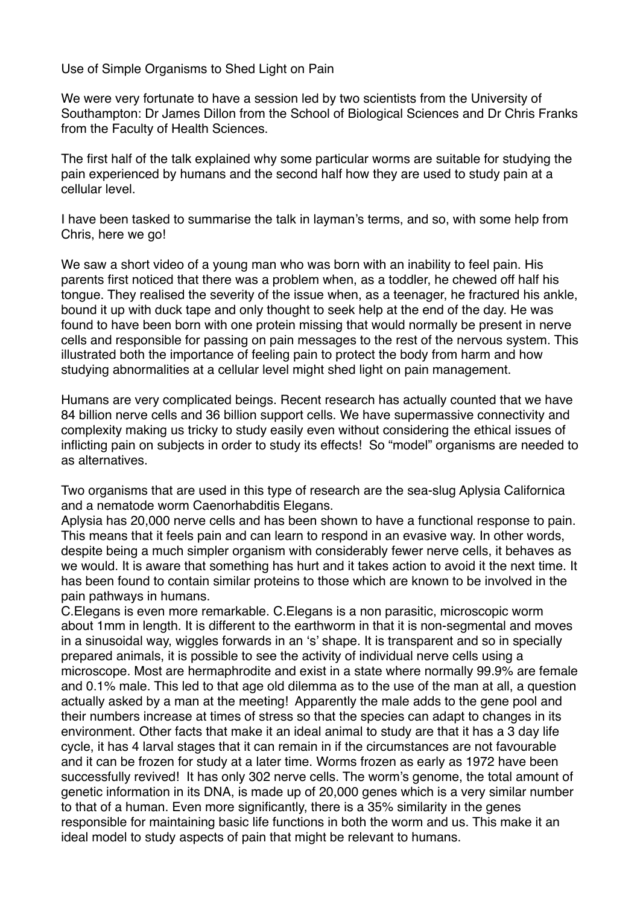# Use of Simple Organisms to Shed Light on Pain

We were very fortunate to have a session led by two scientists from the University of Southampton: Dr James Dillon from the School of Biological Sciences and Dr Chris Franks from the Faculty of Health Sciences.

The first half of the talk explained why some particular worms are suitable for studying the pain experienced by humans and the second half how they are used to study pain at a cellular level.

I have been tasked to summarise the talk in layman's terms, and so, with some help from Chris, here we go!

We saw a short video of a young man who was born with an inability to feel pain. His parents first noticed that there was a problem when, as a toddler, he chewed off half his tongue. They realised the severity of the issue when, as a teenager, he fractured his ankle, bound it up with duck tape and only thought to seek help at the end of the day. He was found to have been born with one protein missing that would normally be present in nerve cells and responsible for passing on pain messages to the rest of the nervous system. This illustrated both the importance of feeling pain to protect the body from harm and how studying abnormalities at a cellular level might shed light on pain management.

Humans are very complicated beings. Recent research has actually counted that we have 84 billion nerve cells and 36 billion support cells. We have supermassive connectivity and complexity making us tricky to study easily even without considering the ethical issues of inflicting pain on subjects in order to study its effects! So "model" organisms are needed to as alternatives.

Two organisms that are used in this type of research are the sea-slug Aplysia Californica and a nematode worm Caenorhabditis Elegans.
Aplysia has 20,000 nerve cells and has been shown to have a functional response to pain. This means that it feels pain and can learn to respond in an evasive way. In other words, despite being a much simpler organism with considerably fewer nerve cells, it behaves as we would. It is aware that something has hurt and it takes action to avoid it the next time. It has been found to contain similar proteins to those which are known to be involved in the pain pathways in humans.
C.Elegans is even more remarkable. C.Elegans is a non parasitic, microscopic worm about 1mm in length. It is different to the earthworm in that it is non-segmental and moves in a sinusoidal way, wiggles forwards in an 's' shape. It is transparent and so in specially prepared animals, it is possible to see the activity of individual nerve cells using a microscope. Most are hermaphrodite and exist in a state where normally 99.9% are female and 0.1% male. This led to that age old dilemma as to the use of the man at all, a question actually asked by a man at the meeting! Apparently the male adds to the gene pool and their numbers increase at times of stress so that the species can adapt to changes in its environment. Other facts that make it an ideal animal to study are that it has a 3 day life cycle, it has 4 larval stages that it can remain in if the circumstances are not favourable and it can be frozen for study at a later time. Worms frozen as early as 1972 have been successfully revived! It has only 302 nerve cells. The worm's genome, the total amount of genetic information in its DNA, is made up of 20,000 genes which is a very similar number to that of a human. Even more significantly, there is a 35% similarity in the genes responsible for maintaining basic life functions in both the worm and us. This make it an ideal model to study aspects of pain that might be relevant to humans.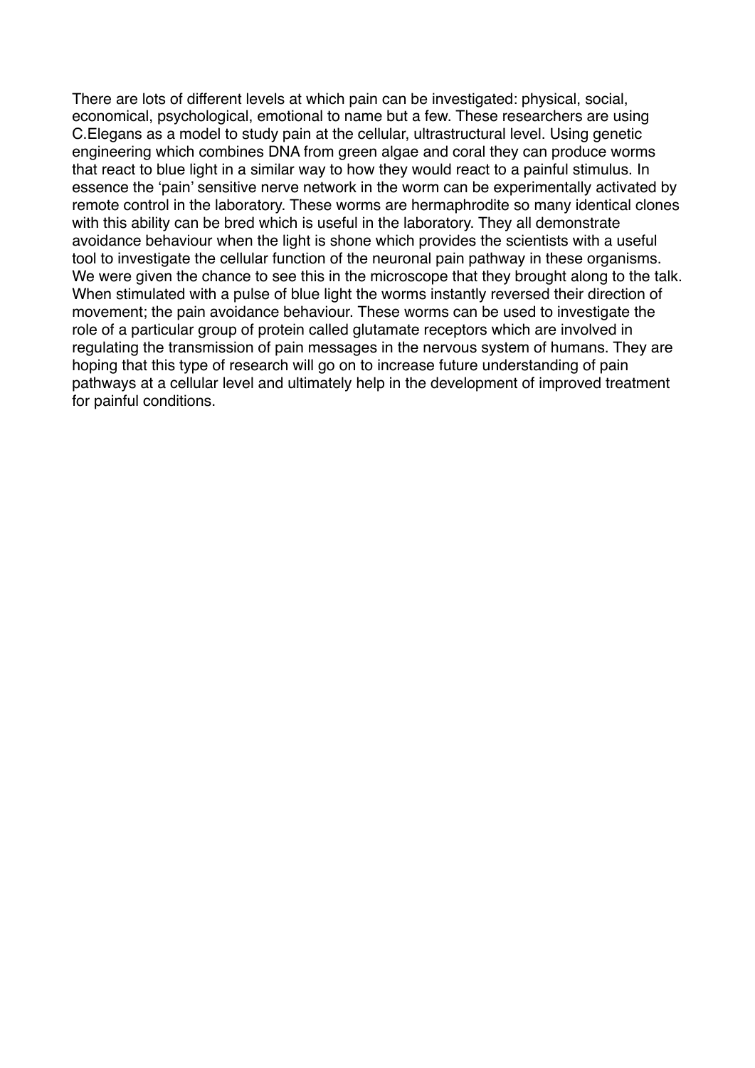There are lots of different levels at which pain can be investigated: physical, social, economical, psychological, emotional to name but a few. These researchers are using C.Elegans as a model to study pain at the cellular, ultrastructural level. Using genetic engineering which combines DNA from green algae and coral they can produce worms that react to blue light in a similar way to how they would react to a painful stimulus. In essence the 'pain' sensitive nerve network in the worm can be experimentally activated by remote control in the laboratory. These worms are hermaphrodite so many identical clones with this ability can be bred which is useful in the laboratory. They all demonstrate avoidance behaviour when the light is shone which provides the scientists with a useful tool to investigate the cellular function of the neuronal pain pathway in these organisms. We were given the chance to see this in the microscope that they brought along to the talk. When stimulated with a pulse of blue light the worms instantly reversed their direction of movement; the pain avoidance behaviour. These worms can be used to investigate the role of a particular group of protein called glutamate receptors which are involved in regulating the transmission of pain messages in the nervous system of humans. They are hoping that this type of research will go on to increase future understanding of pain pathways at a cellular level and ultimately help in the development of improved treatment for painful conditions.